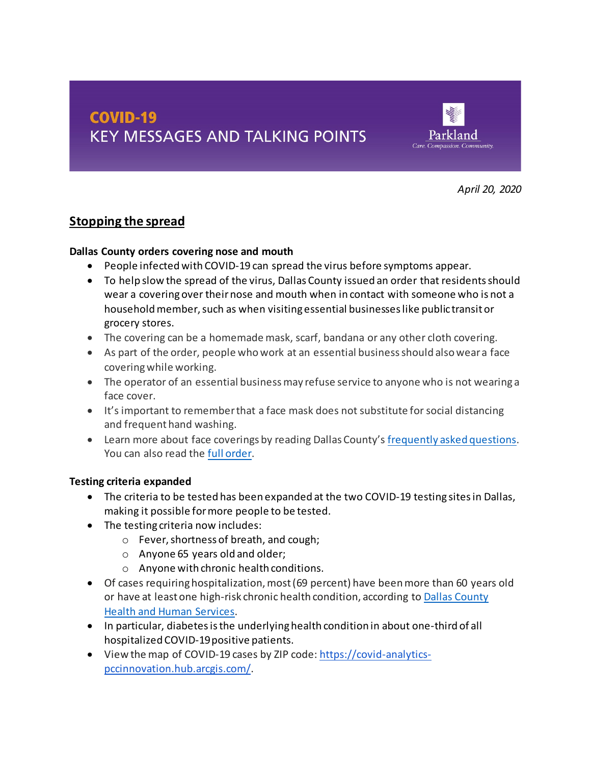# COVID-19 KEY MESSAGES AND TALKING POINTS

Parkland
*Care. Compassion. Community.*

*April 20, 2020*

## Stopping the spread

**Dallas County orders covering nose and mouth**

- People infected with COVID-19 can spread the virus before symptoms appear.
- To help slow the spread of the virus, Dallas County issued an order that residents should wear a covering over their nose and mouth when in contact with someone who is not a household member, such as when visiting essential businesses like public transit or grocery stores.
- The covering can be a homemade mask, scarf, bandana or any other cloth covering.
- As part of the order, people who work at an essential business should also wear a face covering while working.
- The operator of an essential business may refuse service to anyone who is not wearing a face cover.
- It's important to remember that a face mask does not substitute for social distancing and frequent hand washing.
- Learn more about face coverings by reading Dallas County's frequently asked questions. You can also read the full order.

**Testing criteria expanded**

- The criteria to be tested has been expanded at the two COVID-19 testing sites in Dallas, making it possible for more people to be tested.
- The testing criteria now includes:
  - Fever, shortness of breath, and cough;
  - Anyone 65 years old and older;
  - Anyone with chronic health conditions.
- Of cases requiring hospitalization, most (69 percent) have been more than 60 years old or have at least one high-risk chronic health condition, according to Dallas County Health and Human Services.
- In particular, diabetes is the underlying health condition in about one-third of all hospitalized COVID-19 positive patients.
- View the map of COVID-19 cases by ZIP code: https://covid-analytics-pccinnovation.hub.arcgis.com/.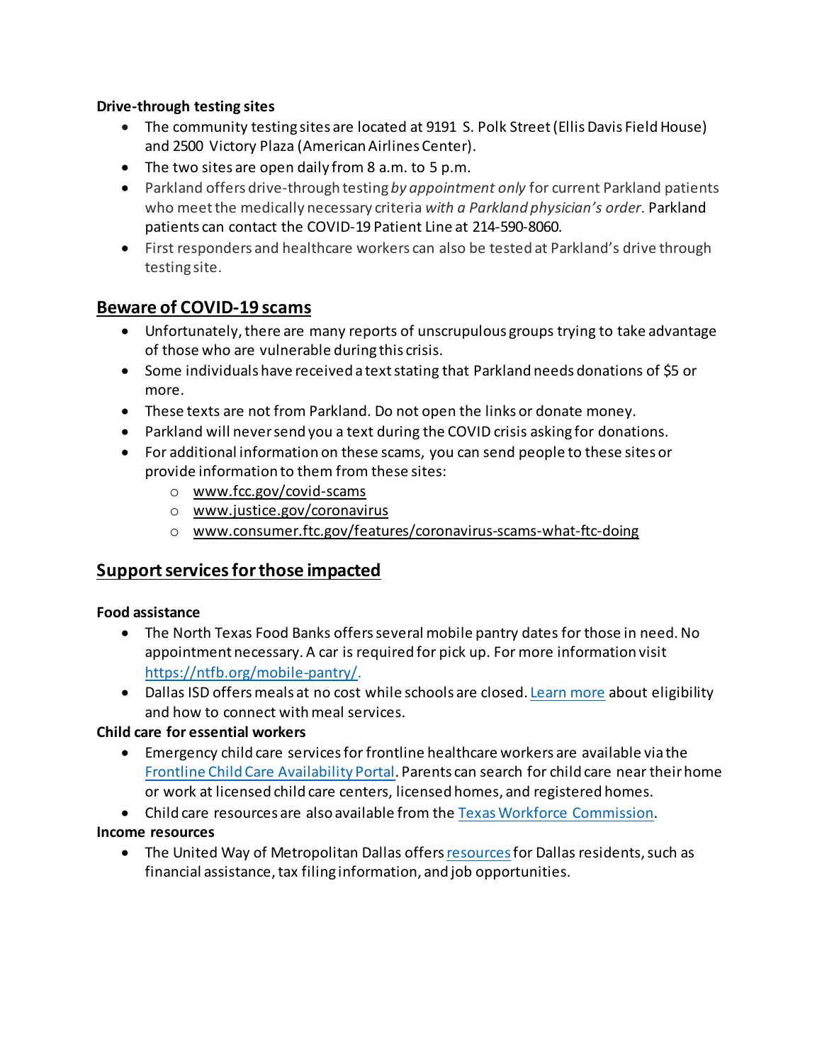**Drive-through testing sites**

- The community testing sites are located at 9191 S. Polk Street (Ellis Davis Field House) and 2500 Victory Plaza (American Airlines Center).
- The two sites are open daily from 8 a.m. to 5 p.m.
- Parkland offers drive-through testing *by appointment only* for current Parkland patients who meet the medically necessary criteria *with a Parkland physician's order*. Parkland patients can contact the COVID-19 Patient Line at 214-590-8060.
- First responders and healthcare workers can also be tested at Parkland's drive through testing site.

## Beware of COVID-19 scams

- Unfortunately, there are many reports of unscrupulous groups trying to take advantage of those who are vulnerable during this crisis.
- Some individuals have received a text stating that Parkland needs donations of $5 or more.
- These texts are not from Parkland. Do not open the links or donate money.
- Parkland will never send you a text during the COVID crisis asking for donations.
- For additional information on these scams, you can send people to these sites or provide information to them from these sites:
  - www.fcc.gov/covid-scams
  - www.justice.gov/coronavirus
  - www.consumer.ftc.gov/features/coronavirus-scams-what-ftc-doing

## Support services for those impacted

**Food assistance**

- The North Texas Food Banks offers several mobile pantry dates for those in need. No appointment necessary. A car is required for pick up. For more information visit https://ntfb.org/mobile-pantry/.
- Dallas ISD offers meals at no cost while schools are closed. Learn more about eligibility and how to connect with meal services.

**Child care for essential workers**

- Emergency child care services for frontline healthcare workers are available via the Frontline Child Care Availability Portal. Parents can search for child care near their home or work at licensed child care centers, licensed homes, and registered homes.
- Child care resources are also available from the Texas Workforce Commission.

**Income resources**

- The United Way of Metropolitan Dallas offers resources for Dallas residents, such as financial assistance, tax filing information, and job opportunities.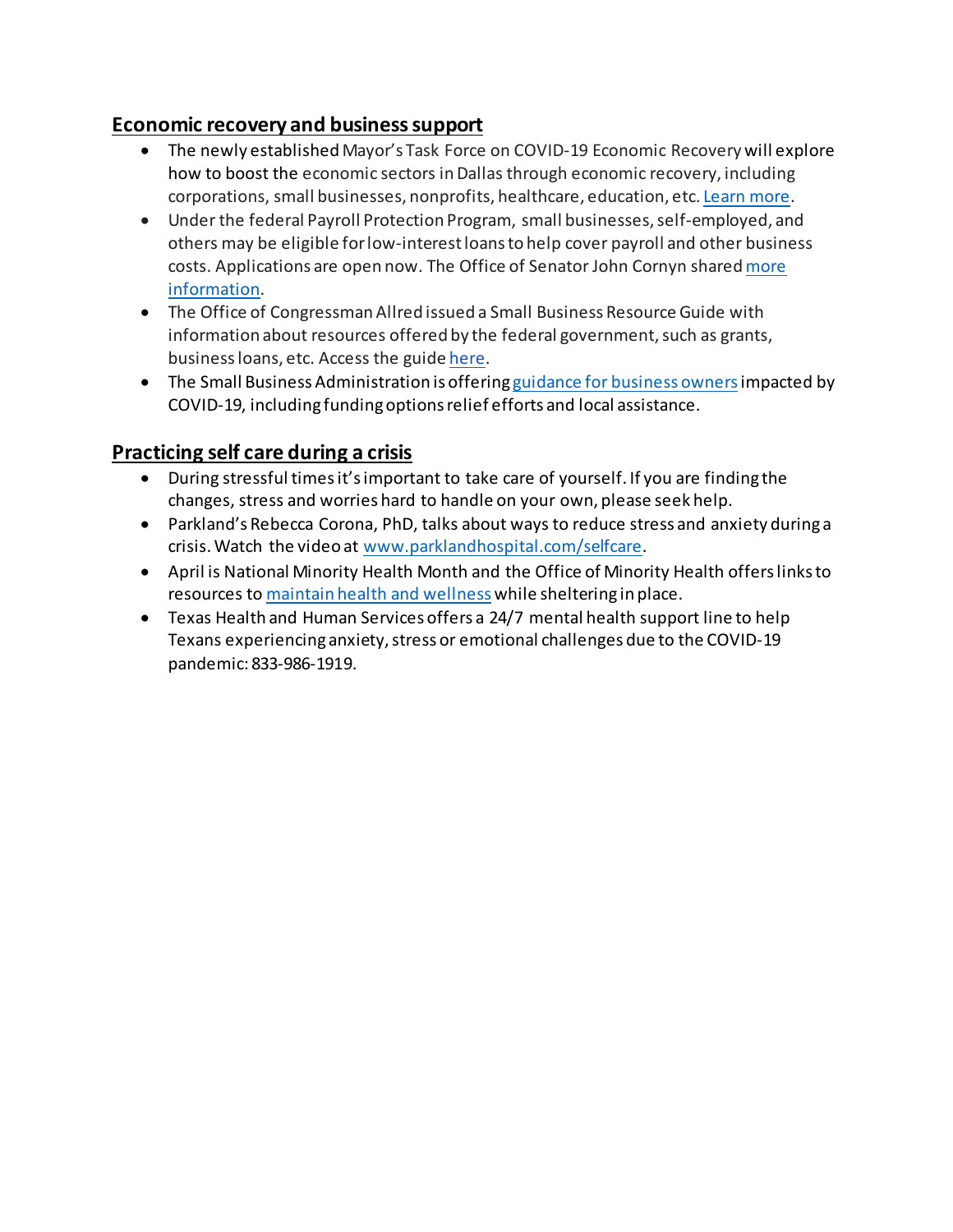## Economic recovery and business support

- The newly established Mayor's Task Force on COVID-19 Economic Recovery will explore how to boost the economic sectors in Dallas through economic recovery, including corporations, small businesses, nonprofits, healthcare, education, etc. Learn more.
- Under the federal Payroll Protection Program, small businesses, self-employed, and others may be eligible for low-interest loans to help cover payroll and other business costs. Applications are open now. The Office of Senator John Cornyn shared more information.
- The Office of Congressman Allred issued a Small Business Resource Guide with information about resources offered by the federal government, such as grants, business loans, etc. Access the guide here.
- The Small Business Administration is offering guidance for business owners impacted by COVID-19, including funding options relief efforts and local assistance.

## Practicing self care during a crisis

- During stressful times it's important to take care of yourself. If you are finding the changes, stress and worries hard to handle on your own, please seek help.
- Parkland's Rebecca Corona, PhD, talks about ways to reduce stress and anxiety during a crisis. Watch the video at www.parklandhospital.com/selfcare.
- April is National Minority Health Month and the Office of Minority Health offers links to resources to maintain health and wellness while sheltering in place.
- Texas Health and Human Services offers a 24/7 mental health support line to help Texans experiencing anxiety, stress or emotional challenges due to the COVID-19 pandemic: 833-986-1919.